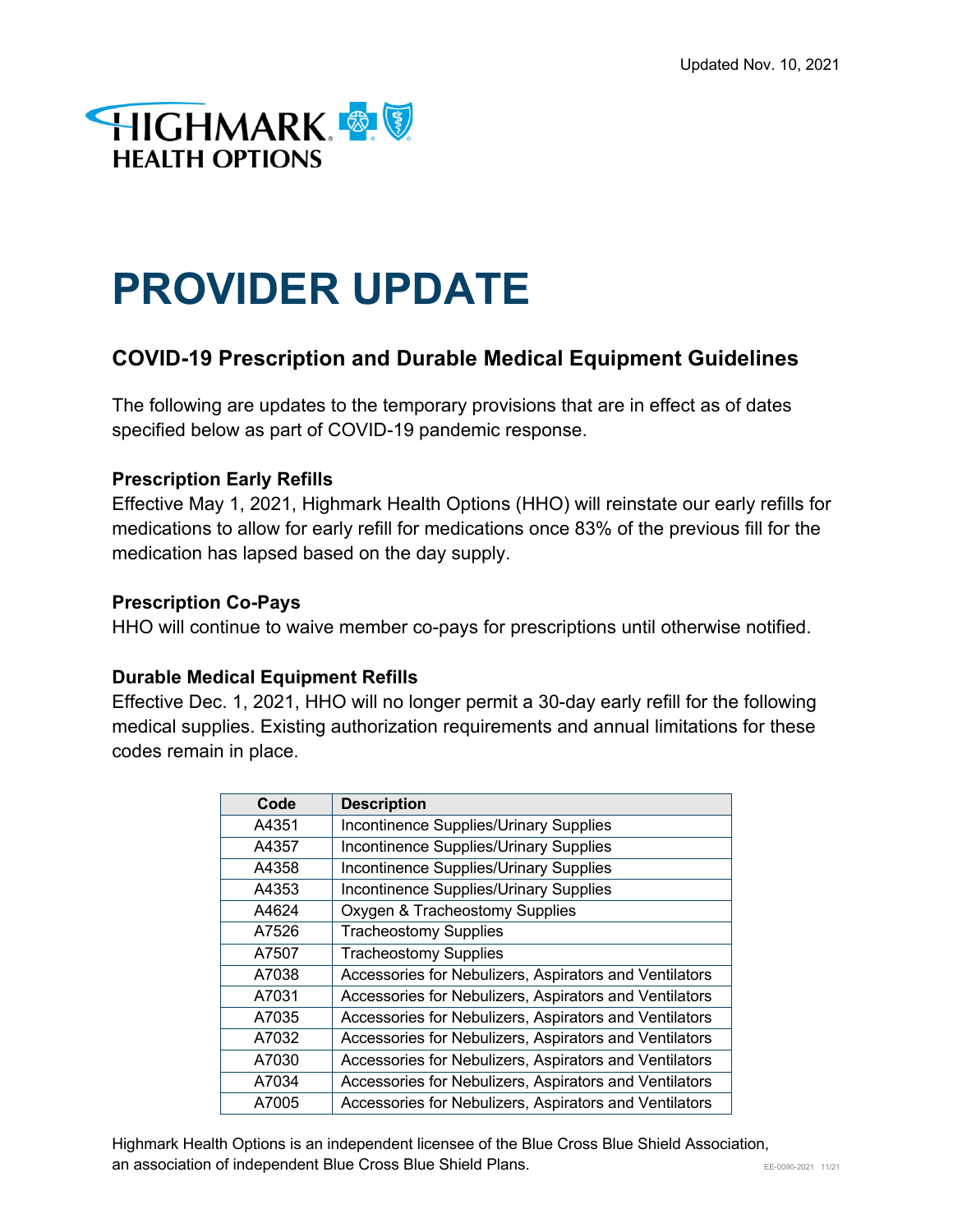Updated Nov. 10, 2021

HIGHMARK HEALTH OPTIONS

# PROVIDER UPDATE

## COVID-19 Prescription and Durable Medical Equipment Guidelines

The following are updates to the temporary provisions that are in effect as of dates specified below as part of COVID-19 pandemic response.

**Prescription Early Refills**
Effective May 1, 2021, Highmark Health Options (HHO) will reinstate our early refills for medications to allow for early refill for medications once 83% of the previous fill for the medication has lapsed based on the day supply.

**Prescription Co-Pays**
HHO will continue to waive member co-pays for prescriptions until otherwise notified.

**Durable Medical Equipment Refills**
Effective Dec. 1, 2021, HHO will no longer permit a 30-day early refill for the following medical supplies. Existing authorization requirements and annual limitations for these codes remain in place.

| Code | Description |
|---|---|
| A4351 | Incontinence Supplies/Urinary Supplies |
| A4357 | Incontinence Supplies/Urinary Supplies |
| A4358 | Incontinence Supplies/Urinary Supplies |
| A4353 | Incontinence Supplies/Urinary Supplies |
| A4624 | Oxygen & Tracheostomy Supplies |
| A7526 | Tracheostomy Supplies |
| A7507 | Tracheostomy Supplies |
| A7038 | Accessories for Nebulizers, Aspirators and Ventilators |
| A7031 | Accessories for Nebulizers, Aspirators and Ventilators |
| A7035 | Accessories for Nebulizers, Aspirators and Ventilators |
| A7032 | Accessories for Nebulizers, Aspirators and Ventilators |
| A7030 | Accessories for Nebulizers, Aspirators and Ventilators |
| A7034 | Accessories for Nebulizers, Aspirators and Ventilators |
| A7005 | Accessories for Nebulizers, Aspirators and Ventilators |

Highmark Health Options is an independent licensee of the Blue Cross Blue Shield Association, an association of independent Blue Cross Blue Shield Plans.

EE-0090-2021 11/21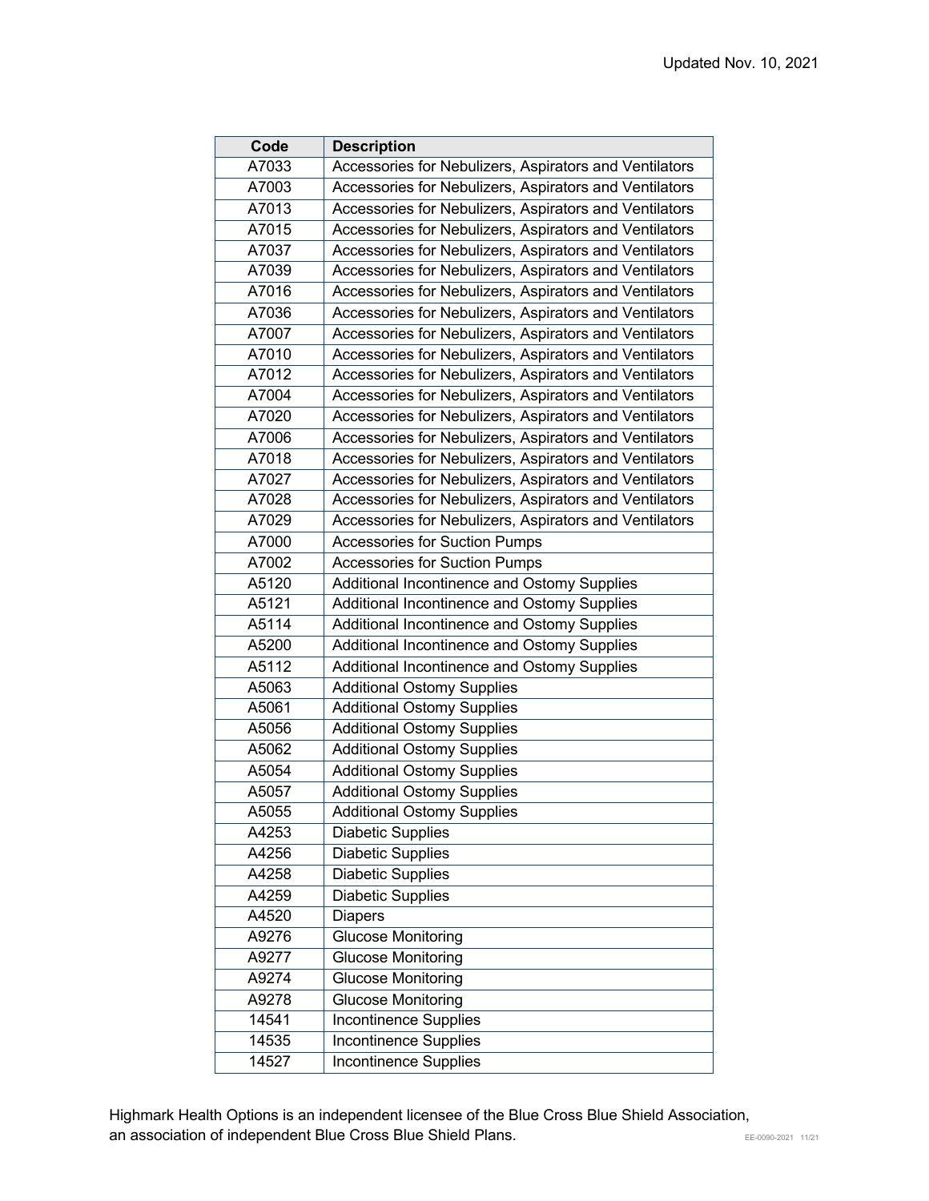| Code | Description |
| --- | --- |
| A7033 | Accessories for Nebulizers, Aspirators and Ventilators |
| A7003 | Accessories for Nebulizers, Aspirators and Ventilators |
| A7013 | Accessories for Nebulizers, Aspirators and Ventilators |
| A7015 | Accessories for Nebulizers, Aspirators and Ventilators |
| A7037 | Accessories for Nebulizers, Aspirators and Ventilators |
| A7039 | Accessories for Nebulizers, Aspirators and Ventilators |
| A7016 | Accessories for Nebulizers, Aspirators and Ventilators |
| A7036 | Accessories for Nebulizers, Aspirators and Ventilators |
| A7007 | Accessories for Nebulizers, Aspirators and Ventilators |
| A7010 | Accessories for Nebulizers, Aspirators and Ventilators |
| A7012 | Accessories for Nebulizers, Aspirators and Ventilators |
| A7004 | Accessories for Nebulizers, Aspirators and Ventilators |
| A7020 | Accessories for Nebulizers, Aspirators and Ventilators |
| A7006 | Accessories for Nebulizers, Aspirators and Ventilators |
| A7018 | Accessories for Nebulizers, Aspirators and Ventilators |
| A7027 | Accessories for Nebulizers, Aspirators and Ventilators |
| A7028 | Accessories for Nebulizers, Aspirators and Ventilators |
| A7029 | Accessories for Nebulizers, Aspirators and Ventilators |
| A7000 | Accessories for Suction Pumps |
| A7002 | Accessories for Suction Pumps |
| A5120 | Additional Incontinence and Ostomy Supplies |
| A5121 | Additional Incontinence and Ostomy Supplies |
| A5114 | Additional Incontinence and Ostomy Supplies |
| A5200 | Additional Incontinence and Ostomy Supplies |
| A5112 | Additional Incontinence and Ostomy Supplies |
| A5063 | Additional Ostomy Supplies |
| A5061 | Additional Ostomy Supplies |
| A5056 | Additional Ostomy Supplies |
| A5062 | Additional Ostomy Supplies |
| A5054 | Additional Ostomy Supplies |
| A5057 | Additional Ostomy Supplies |
| A5055 | Additional Ostomy Supplies |
| A4253 | Diabetic Supplies |
| A4256 | Diabetic Supplies |
| A4258 | Diabetic Supplies |
| A4259 | Diabetic Supplies |
| A4520 | Diapers |
| A9276 | Glucose Monitoring |
| A9277 | Glucose Monitoring |
| A9274 | Glucose Monitoring |
| A9278 | Glucose Monitoring |
| 14541 | Incontinence Supplies |
| 14535 | Incontinence Supplies |
| 14527 | Incontinence Supplies |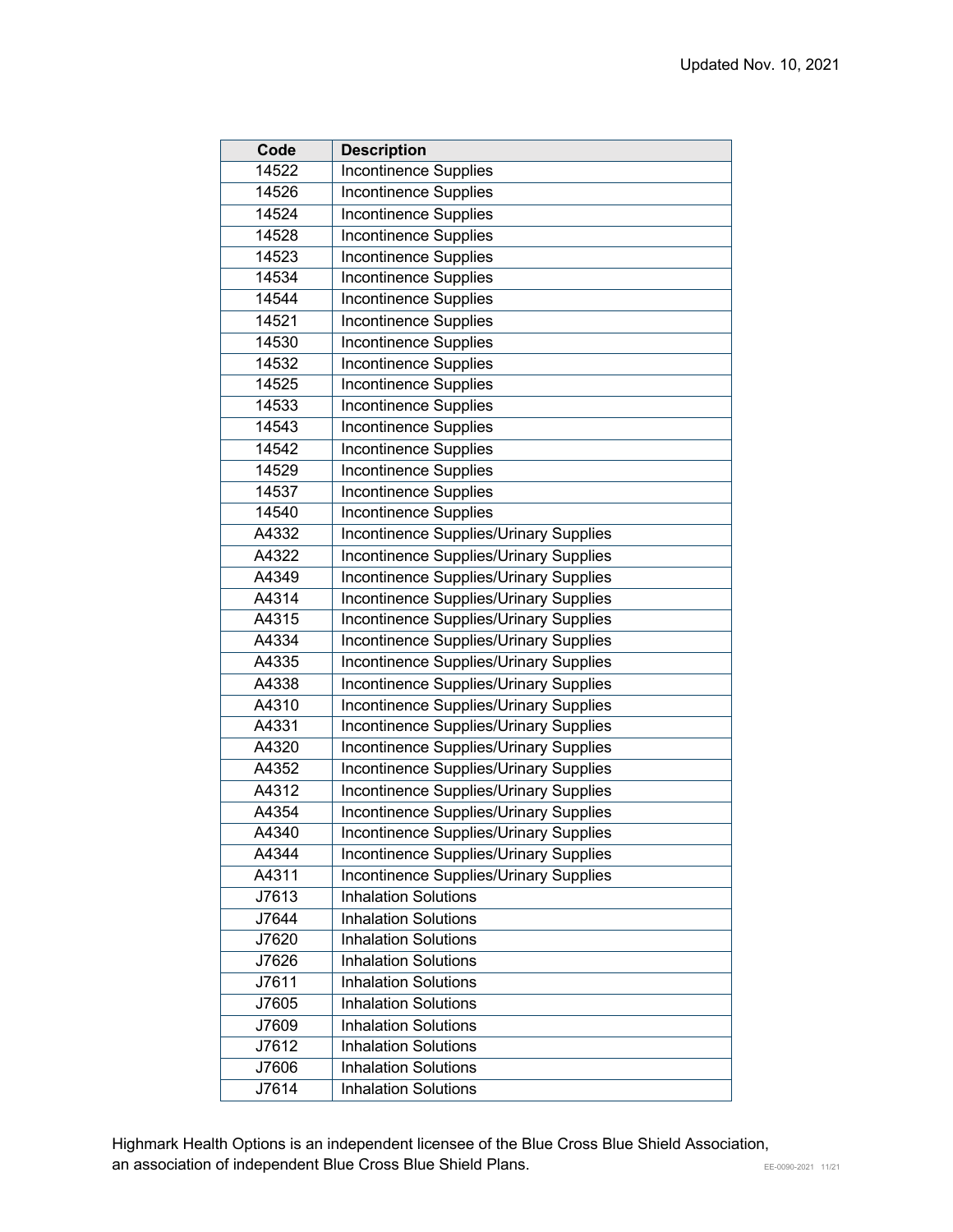| Code | Description |
|---|---|
| 14522 | Incontinence Supplies |
| 14526 | Incontinence Supplies |
| 14524 | Incontinence Supplies |
| 14528 | Incontinence Supplies |
| 14523 | Incontinence Supplies |
| 14534 | Incontinence Supplies |
| 14544 | Incontinence Supplies |
| 14521 | Incontinence Supplies |
| 14530 | Incontinence Supplies |
| 14532 | Incontinence Supplies |
| 14525 | Incontinence Supplies |
| 14533 | Incontinence Supplies |
| 14543 | Incontinence Supplies |
| 14542 | Incontinence Supplies |
| 14529 | Incontinence Supplies |
| 14537 | Incontinence Supplies |
| 14540 | Incontinence Supplies |
| A4332 | Incontinence Supplies/Urinary Supplies |
| A4322 | Incontinence Supplies/Urinary Supplies |
| A4349 | Incontinence Supplies/Urinary Supplies |
| A4314 | Incontinence Supplies/Urinary Supplies |
| A4315 | Incontinence Supplies/Urinary Supplies |
| A4334 | Incontinence Supplies/Urinary Supplies |
| A4335 | Incontinence Supplies/Urinary Supplies |
| A4338 | Incontinence Supplies/Urinary Supplies |
| A4310 | Incontinence Supplies/Urinary Supplies |
| A4331 | Incontinence Supplies/Urinary Supplies |
| A4320 | Incontinence Supplies/Urinary Supplies |
| A4352 | Incontinence Supplies/Urinary Supplies |
| A4312 | Incontinence Supplies/Urinary Supplies |
| A4354 | Incontinence Supplies/Urinary Supplies |
| A4340 | Incontinence Supplies/Urinary Supplies |
| A4344 | Incontinence Supplies/Urinary Supplies |
| A4311 | Incontinence Supplies/Urinary Supplies |
| J7613 | Inhalation Solutions |
| J7644 | Inhalation Solutions |
| J7620 | Inhalation Solutions |
| J7626 | Inhalation Solutions |
| J7611 | Inhalation Solutions |
| J7605 | Inhalation Solutions |
| J7609 | Inhalation Solutions |
| J7612 | Inhalation Solutions |
| J7606 | Inhalation Solutions |
| J7614 | Inhalation Solutions |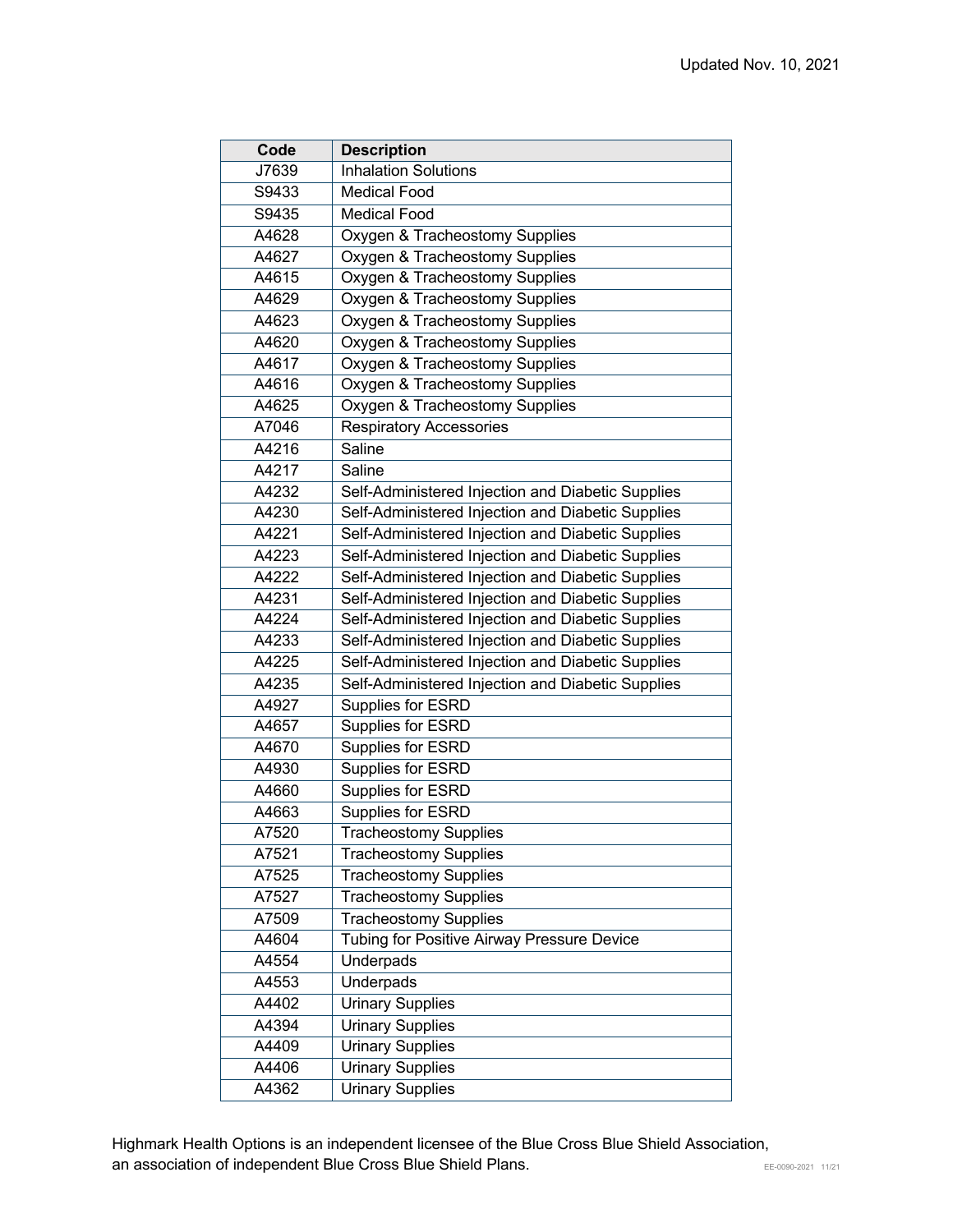| Code | Description |
|---|---|
| J7639 | Inhalation Solutions |
| S9433 | Medical Food |
| S9435 | Medical Food |
| A4628 | Oxygen & Tracheostomy Supplies |
| A4627 | Oxygen & Tracheostomy Supplies |
| A4615 | Oxygen & Tracheostomy Supplies |
| A4629 | Oxygen & Tracheostomy Supplies |
| A4623 | Oxygen & Tracheostomy Supplies |
| A4620 | Oxygen & Tracheostomy Supplies |
| A4617 | Oxygen & Tracheostomy Supplies |
| A4616 | Oxygen & Tracheostomy Supplies |
| A4625 | Oxygen & Tracheostomy Supplies |
| A7046 | Respiratory Accessories |
| A4216 | Saline |
| A4217 | Saline |
| A4232 | Self-Administered Injection and Diabetic Supplies |
| A4230 | Self-Administered Injection and Diabetic Supplies |
| A4221 | Self-Administered Injection and Diabetic Supplies |
| A4223 | Self-Administered Injection and Diabetic Supplies |
| A4222 | Self-Administered Injection and Diabetic Supplies |
| A4231 | Self-Administered Injection and Diabetic Supplies |
| A4224 | Self-Administered Injection and Diabetic Supplies |
| A4233 | Self-Administered Injection and Diabetic Supplies |
| A4225 | Self-Administered Injection and Diabetic Supplies |
| A4235 | Self-Administered Injection and Diabetic Supplies |
| A4927 | Supplies for ESRD |
| A4657 | Supplies for ESRD |
| A4670 | Supplies for ESRD |
| A4930 | Supplies for ESRD |
| A4660 | Supplies for ESRD |
| A4663 | Supplies for ESRD |
| A7520 | Tracheostomy Supplies |
| A7521 | Tracheostomy Supplies |
| A7525 | Tracheostomy Supplies |
| A7527 | Tracheostomy Supplies |
| A7509 | Tracheostomy Supplies |
| A4604 | Tubing for Positive Airway Pressure Device |
| A4554 | Underpads |
| A4553 | Underpads |
| A4402 | Urinary Supplies |
| A4394 | Urinary Supplies |
| A4409 | Urinary Supplies |
| A4406 | Urinary Supplies |
| A4362 | Urinary Supplies |

Highmark Health Options is an independent licensee of the Blue Cross Blue Shield Association, an association of independent Blue Cross Blue Shield Plans.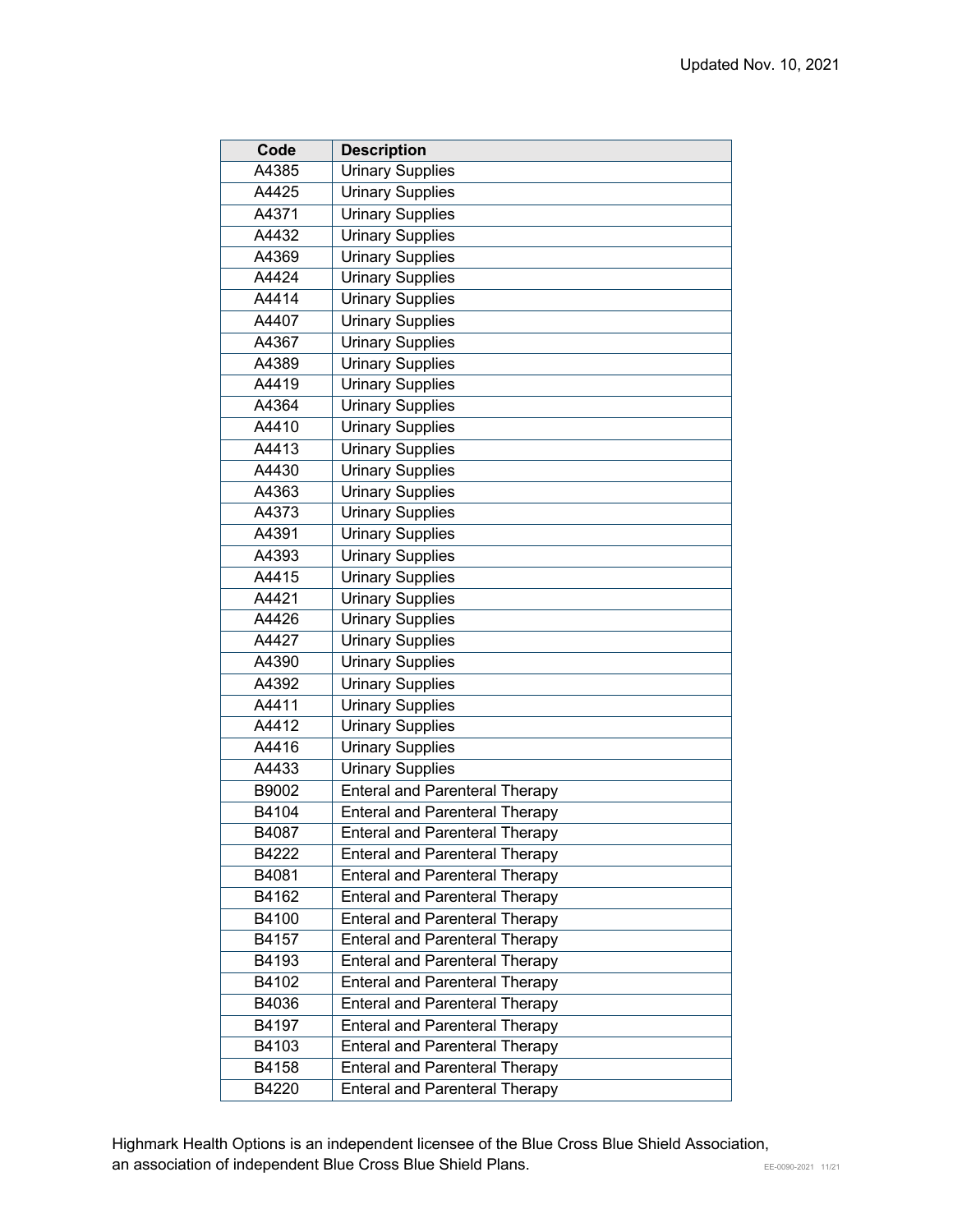| Code | Description |
|---|---|
| A4385 | Urinary Supplies |
| A4425 | Urinary Supplies |
| A4371 | Urinary Supplies |
| A4432 | Urinary Supplies |
| A4369 | Urinary Supplies |
| A4424 | Urinary Supplies |
| A4414 | Urinary Supplies |
| A4407 | Urinary Supplies |
| A4367 | Urinary Supplies |
| A4389 | Urinary Supplies |
| A4419 | Urinary Supplies |
| A4364 | Urinary Supplies |
| A4410 | Urinary Supplies |
| A4413 | Urinary Supplies |
| A4430 | Urinary Supplies |
| A4363 | Urinary Supplies |
| A4373 | Urinary Supplies |
| A4391 | Urinary Supplies |
| A4393 | Urinary Supplies |
| A4415 | Urinary Supplies |
| A4421 | Urinary Supplies |
| A4426 | Urinary Supplies |
| A4427 | Urinary Supplies |
| A4390 | Urinary Supplies |
| A4392 | Urinary Supplies |
| A4411 | Urinary Supplies |
| A4412 | Urinary Supplies |
| A4416 | Urinary Supplies |
| A4433 | Urinary Supplies |
| B9002 | Enteral and Parenteral Therapy |
| B4104 | Enteral and Parenteral Therapy |
| B4087 | Enteral and Parenteral Therapy |
| B4222 | Enteral and Parenteral Therapy |
| B4081 | Enteral and Parenteral Therapy |
| B4162 | Enteral and Parenteral Therapy |
| B4100 | Enteral and Parenteral Therapy |
| B4157 | Enteral and Parenteral Therapy |
| B4193 | Enteral and Parenteral Therapy |
| B4102 | Enteral and Parenteral Therapy |
| B4036 | Enteral and Parenteral Therapy |
| B4197 | Enteral and Parenteral Therapy |
| B4103 | Enteral and Parenteral Therapy |
| B4158 | Enteral and Parenteral Therapy |
| B4220 | Enteral and Parenteral Therapy |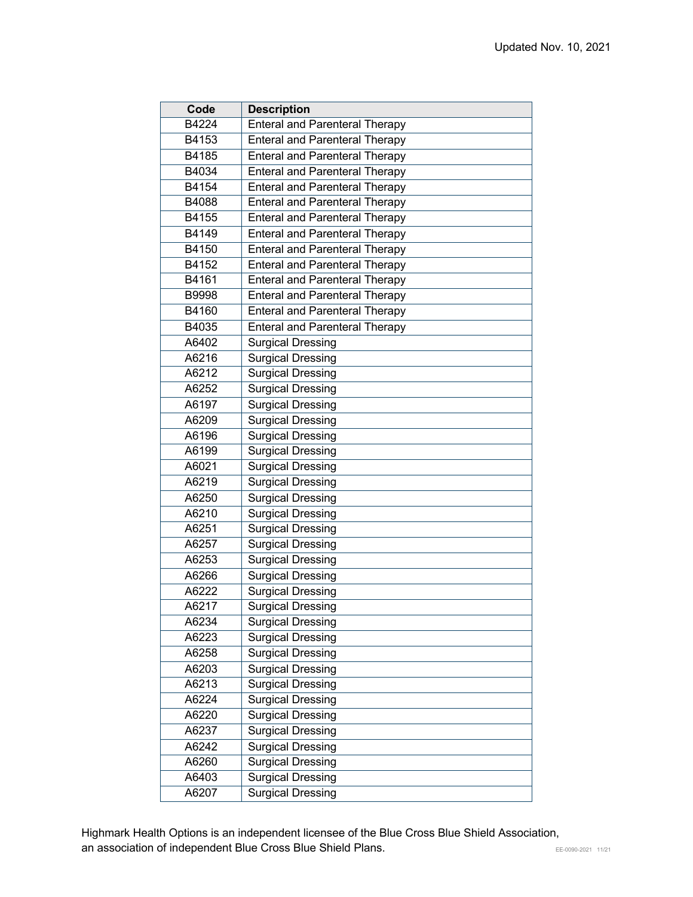| Code | Description |
|---|---|
| B4224 | Enteral and Parenteral Therapy |
| B4153 | Enteral and Parenteral Therapy |
| B4185 | Enteral and Parenteral Therapy |
| B4034 | Enteral and Parenteral Therapy |
| B4154 | Enteral and Parenteral Therapy |
| B4088 | Enteral and Parenteral Therapy |
| B4155 | Enteral and Parenteral Therapy |
| B4149 | Enteral and Parenteral Therapy |
| B4150 | Enteral and Parenteral Therapy |
| B4152 | Enteral and Parenteral Therapy |
| B4161 | Enteral and Parenteral Therapy |
| B9998 | Enteral and Parenteral Therapy |
| B4160 | Enteral and Parenteral Therapy |
| B4035 | Enteral and Parenteral Therapy |
| A6402 | Surgical Dressing |
| A6216 | Surgical Dressing |
| A6212 | Surgical Dressing |
| A6252 | Surgical Dressing |
| A6197 | Surgical Dressing |
| A6209 | Surgical Dressing |
| A6196 | Surgical Dressing |
| A6199 | Surgical Dressing |
| A6021 | Surgical Dressing |
| A6219 | Surgical Dressing |
| A6250 | Surgical Dressing |
| A6210 | Surgical Dressing |
| A6251 | Surgical Dressing |
| A6257 | Surgical Dressing |
| A6253 | Surgical Dressing |
| A6266 | Surgical Dressing |
| A6222 | Surgical Dressing |
| A6217 | Surgical Dressing |
| A6234 | Surgical Dressing |
| A6223 | Surgical Dressing |
| A6258 | Surgical Dressing |
| A6203 | Surgical Dressing |
| A6213 | Surgical Dressing |
| A6224 | Surgical Dressing |
| A6220 | Surgical Dressing |
| A6237 | Surgical Dressing |
| A6242 | Surgical Dressing |
| A6260 | Surgical Dressing |
| A6403 | Surgical Dressing |
| A6207 | Surgical Dressing |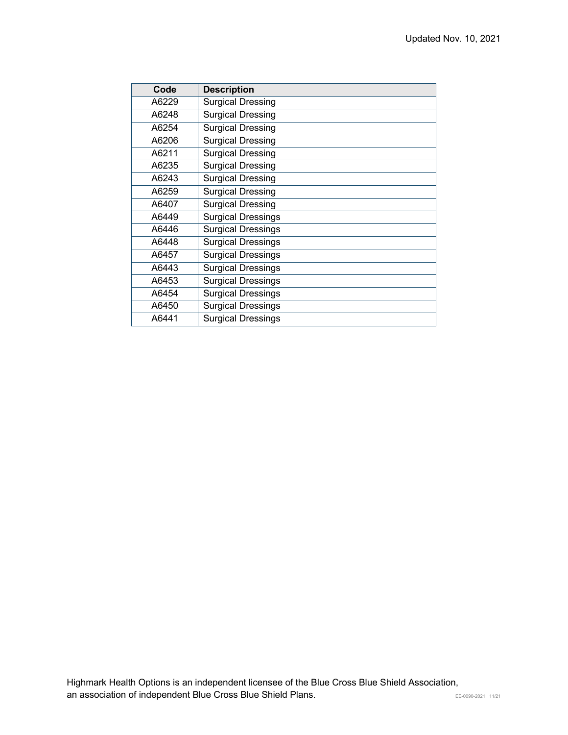Updated Nov. 10, 2021

| Code | Description |
|---|---|
| A6229 | Surgical Dressing |
| A6248 | Surgical Dressing |
| A6254 | Surgical Dressing |
| A6206 | Surgical Dressing |
| A6211 | Surgical Dressing |
| A6235 | Surgical Dressing |
| A6243 | Surgical Dressing |
| A6259 | Surgical Dressing |
| A6407 | Surgical Dressing |
| A6449 | Surgical Dressings |
| A6446 | Surgical Dressings |
| A6448 | Surgical Dressings |
| A6457 | Surgical Dressings |
| A6443 | Surgical Dressings |
| A6453 | Surgical Dressings |
| A6454 | Surgical Dressings |
| A6450 | Surgical Dressings |
| A6441 | Surgical Dressings |

Highmark Health Options is an independent licensee of the Blue Cross Blue Shield Association, an association of independent Blue Cross Blue Shield Plans.

EE-0090-2021 11/21